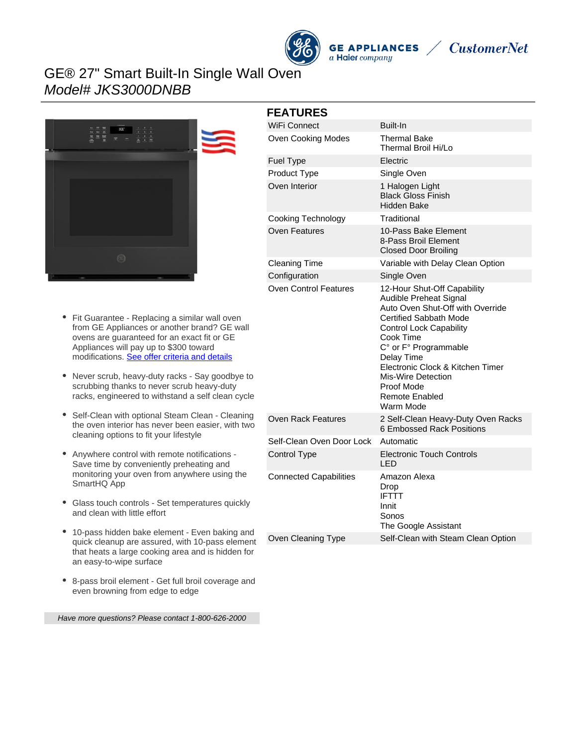# GE® 27" Smart Built-In Single Wall Oven

*Model# JKS3000DNBB*

- Fit Guarantee - Replacing a similar wall oven from GE Appliances or another brand? GE wall ovens are guaranteed for an exact fit or GE Appliances will pay up to $300 toward modifications. [See offer criteria and details]
- Never scrub, heavy-duty racks - Say goodbye to scrubbing thanks to never scrub heavy-duty racks, engineered to withstand a self clean cycle
- Self-Clean with optional Steam Clean - Cleaning the oven interior has never been easier, with two cleaning options to fit your lifestyle
- Anywhere control with remote notifications - Save time by conveniently preheating and monitoring your oven from anywhere using the SmartHQ App
- Glass touch controls - Set temperatures quickly and clean with little effort
- 10-pass hidden bake element - Even baking and quick cleanup are assured, with 10-pass element that heats a large cooking area and is hidden for an easy-to-wipe surface
- 8-pass broil element - Get full broil coverage and even browning from edge to edge

*Have more questions? Please contact 1-800-626-2000*

## FEATURES

| | |
|---|---|
| WiFi Connect | Built-In |
| Oven Cooking Modes | Thermal Bake<br>Thermal Broil Hi/Lo |
| Fuel Type | Electric |
| Product Type | Single Oven |
| Oven Interior | 1 Halogen Light<br>Black Gloss Finish<br>Hidden Bake |
| Cooking Technology | Traditional |
| Oven Features | 10-Pass Bake Element<br>8-Pass Broil Element<br>Closed Door Broiling |
| Cleaning Time | Variable with Delay Clean Option |
| Configuration | Single Oven |
| Oven Control Features | 12-Hour Shut-Off Capability<br>Audible Preheat Signal<br>Auto Oven Shut-Off with Override<br>Certified Sabbath Mode<br>Control Lock Capability<br>Cook Time<br>C° or F° Programmable<br>Delay Time<br>Electronic Clock & Kitchen Timer<br>Mis-Wire Detection<br>Proof Mode<br>Remote Enabled<br>Warm Mode |
| Oven Rack Features | 2 Self-Clean Heavy-Duty Oven Racks<br>6 Embossed Rack Positions |
| Self-Clean Oven Door Lock | Automatic |
| Control Type | Electronic Touch Controls<br>LED |
| Connected Capabilities | Amazon Alexa<br>Drop<br>IFTTT<br>Innit<br>Sonos<br>The Google Assistant |
| Oven Cleaning Type | Self-Clean with Steam Clean Option |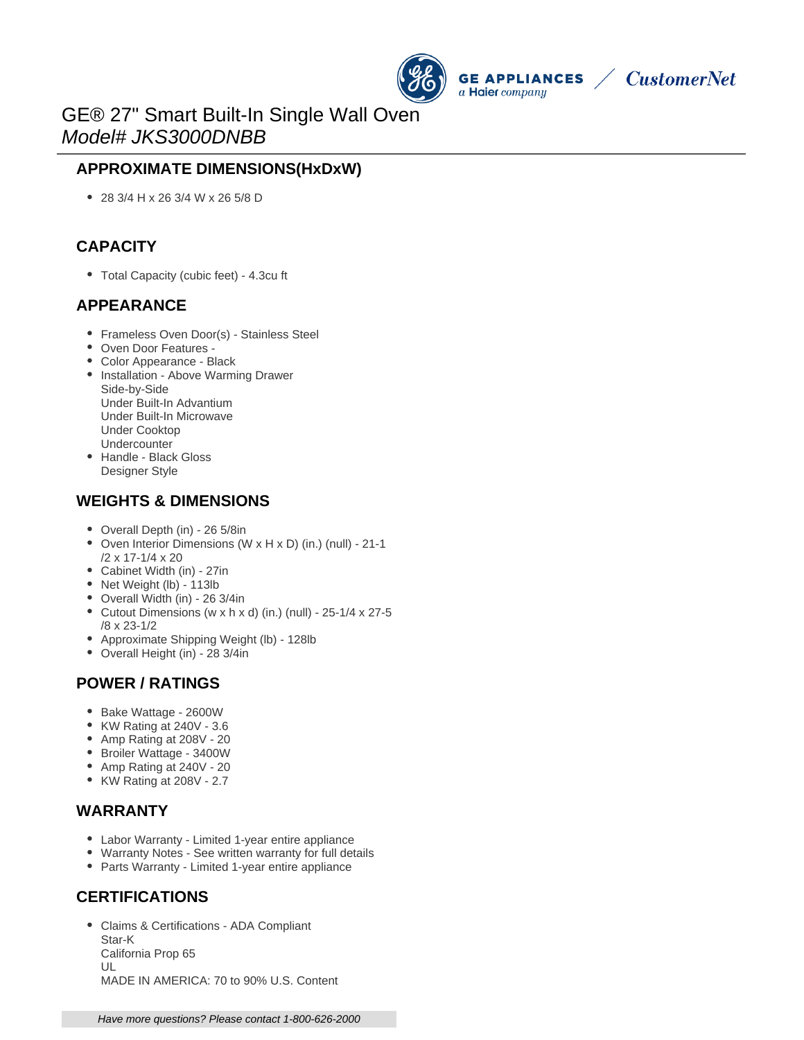# GE® 27" Smart Built-In Single Wall Oven

*Model# JKS3000DNBB*

## APPROXIMATE DIMENSIONS(HxDxW)

- 28 3/4 H x 26 3/4 W x 26 5/8 D

## CAPACITY

- Total Capacity (cubic feet) - 4.3cu ft

## APPEARANCE

- Frameless Oven Door(s) - Stainless Steel
- Oven Door Features -
- Color Appearance - Black
- Installation - Above Warming Drawer
  Side-by-Side
  Under Built-In Advantium
  Under Built-In Microwave
  Under Cooktop
  Undercounter
- Handle - Black Gloss
  Designer Style

## WEIGHTS & DIMENSIONS

- Overall Depth (in) - 26 5/8in
- Oven Interior Dimensions (W x H x D) (in.) (null) - 21-1/2 x 17-1/4 x 20
- Cabinet Width (in) - 27in
- Net Weight (lb) - 113lb
- Overall Width (in) - 26 3/4in
- Cutout Dimensions (w x h x d) (in.) (null) - 25-1/4 x 27-5/8 x 23-1/2
- Approximate Shipping Weight (lb) - 128lb
- Overall Height (in) - 28 3/4in

## POWER / RATINGS

- Bake Wattage - 2600W
- KW Rating at 240V - 3.6
- Amp Rating at 208V - 20
- Broiler Wattage - 3400W
- Amp Rating at 240V - 20
- KW Rating at 208V - 2.7

## WARRANTY

- Labor Warranty - Limited 1-year entire appliance
- Warranty Notes - See written warranty for full details
- Parts Warranty - Limited 1-year entire appliance

## CERTIFICATIONS

- Claims & Certifications - ADA Compliant
  Star-K
  California Prop 65
  UL
  MADE IN AMERICA: 70 to 90% U.S. Content

*Have more questions? Please contact 1-800-626-2000*